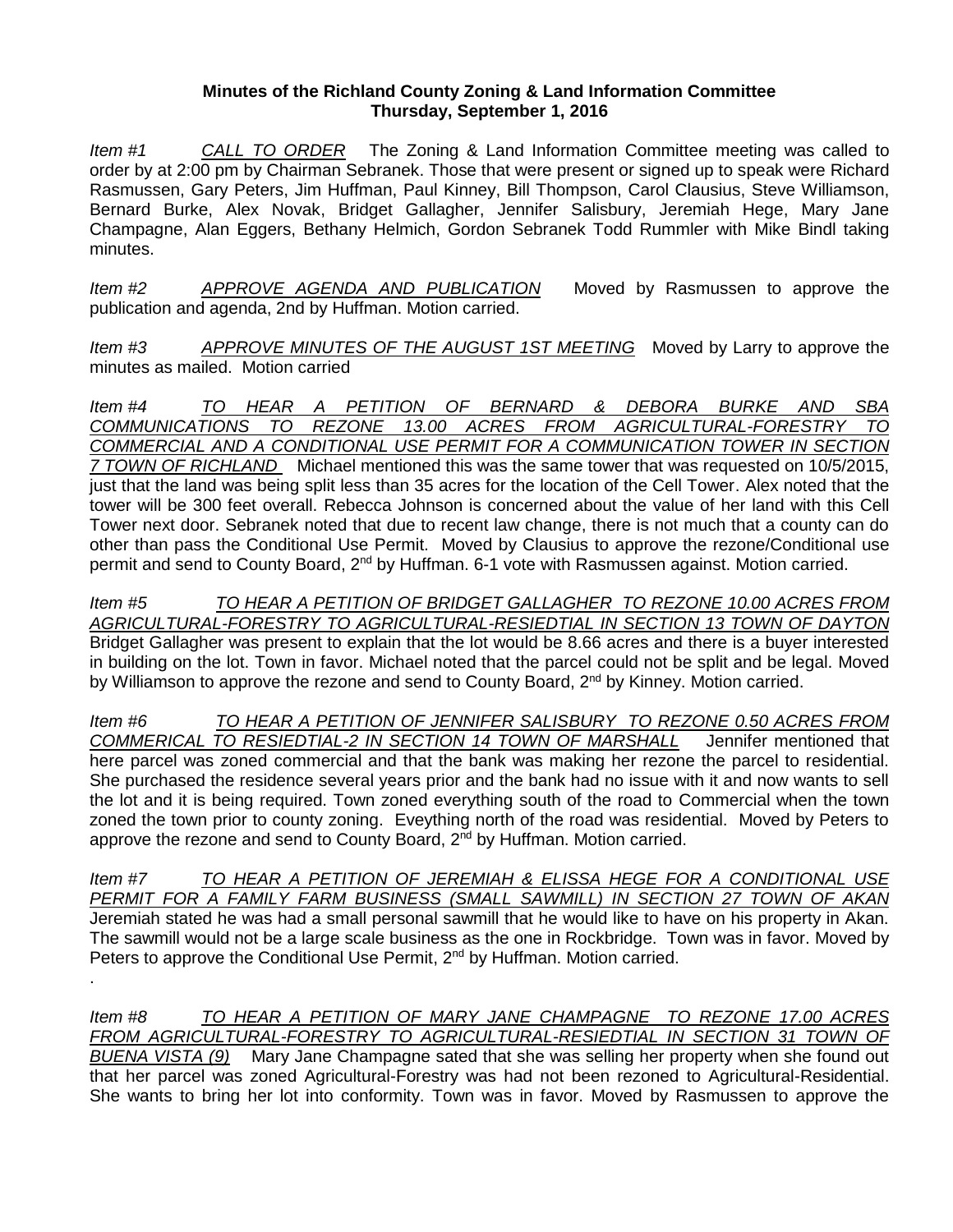**Minutes of the Richland County Zoning & Land Information Committee**
**Thursday, September 1, 2016**

*Item #1* *CALL TO ORDER* The Zoning & Land Information Committee meeting was called to order by at 2:00 pm by Chairman Sebranek. Those that were present or signed up to speak were Richard Rasmussen, Gary Peters, Jim Huffman, Paul Kinney, Bill Thompson, Carol Clausius, Steve Williamson, Bernard Burke, Alex Novak, Bridget Gallagher, Jennifer Salisbury, Jeremiah Hege, Mary Jane Champagne, Alan Eggers, Bethany Helmich, Gordon Sebranek Todd Rummler with Mike Bindl taking minutes.

*Item #2* *APPROVE AGENDA AND PUBLICATION* Moved by Rasmussen to approve the publication and agenda, 2nd by Huffman. Motion carried.

*Item #3* *APPROVE MINUTES OF THE AUGUST 1ST MEETING* Moved by Larry to approve the minutes as mailed. Motion carried

*Item #4* *TO HEAR A PETITION OF BERNARD & DEBORA BURKE AND SBA COMMUNICATIONS TO REZONE 13.00 ACRES FROM AGRICULTURAL-FORESTRY TO COMMERCIAL AND A CONDITIONAL USE PERMIT FOR A COMMUNICATION TOWER IN SECTION 7 TOWN OF RICHLAND* Michael mentioned this was the same tower that was requested on 10/5/2015, just that the land was being split less than 35 acres for the location of the Cell Tower. Alex noted that the tower will be 300 feet overall. Rebecca Johnson is concerned about the value of her land with this Cell Tower next door. Sebranek noted that due to recent law change, there is not much that a county can do other than pass the Conditional Use Permit. Moved by Clausius to approve the rezone/Conditional use permit and send to County Board, 2nd by Huffman. 6-1 vote with Rasmussen against. Motion carried.

*Item #5* *TO HEAR A PETITION OF BRIDGET GALLAGHER TO REZONE 10.00 ACRES FROM AGRICULTURAL-FORESTRY TO AGRICULTURAL-RESIEDTIAL IN SECTION 13 TOWN OF DAYTON* Bridget Gallagher was present to explain that the lot would be 8.66 acres and there is a buyer interested in building on the lot. Town in favor. Michael noted that the parcel could not be split and be legal. Moved by Williamson to approve the rezone and send to County Board, 2nd by Kinney. Motion carried.

*Item #6* *TO HEAR A PETITION OF JENNIFER SALISBURY TO REZONE 0.50 ACRES FROM COMMERICAL TO RESIEDTIAL-2 IN SECTION 14 TOWN OF MARSHALL* Jennifer mentioned that here parcel was zoned commercial and that the bank was making her rezone the parcel to residential. She purchased the residence several years prior and the bank had no issue with it and now wants to sell the lot and it is being required. Town zoned everything south of the road to Commercial when the town zoned the town prior to county zoning. Eveything north of the road was residential. Moved by Peters to approve the rezone and send to County Board, 2nd by Huffman. Motion carried.

*Item #7* *TO HEAR A PETITION OF JEREMIAH & ELISSA HEGE FOR A CONDITIONAL USE PERMIT FOR A FAMILY FARM BUSINESS (SMALL SAWMILL) IN SECTION 27 TOWN OF AKAN* Jeremiah stated he was had a small personal sawmill that he would like to have on his property in Akan. The sawmill would not be a large scale business as the one in Rockbridge. Town was in favor. Moved by Peters to approve the Conditional Use Permit, 2nd by Huffman. Motion carried.

.

*Item #8* *TO HEAR A PETITION OF MARY JANE CHAMPAGNE TO REZONE 17.00 ACRES FROM AGRICULTURAL-FORESTRY TO AGRICULTURAL-RESIEDTIAL IN SECTION 31 TOWN OF BUENA VISTA (9)* Mary Jane Champagne sated that she was selling her property when she found out that her parcel was zoned Agricultural-Forestry was had not been rezoned to Agricultural-Residential. She wants to bring her lot into conformity. Town was in favor. Moved by Rasmussen to approve the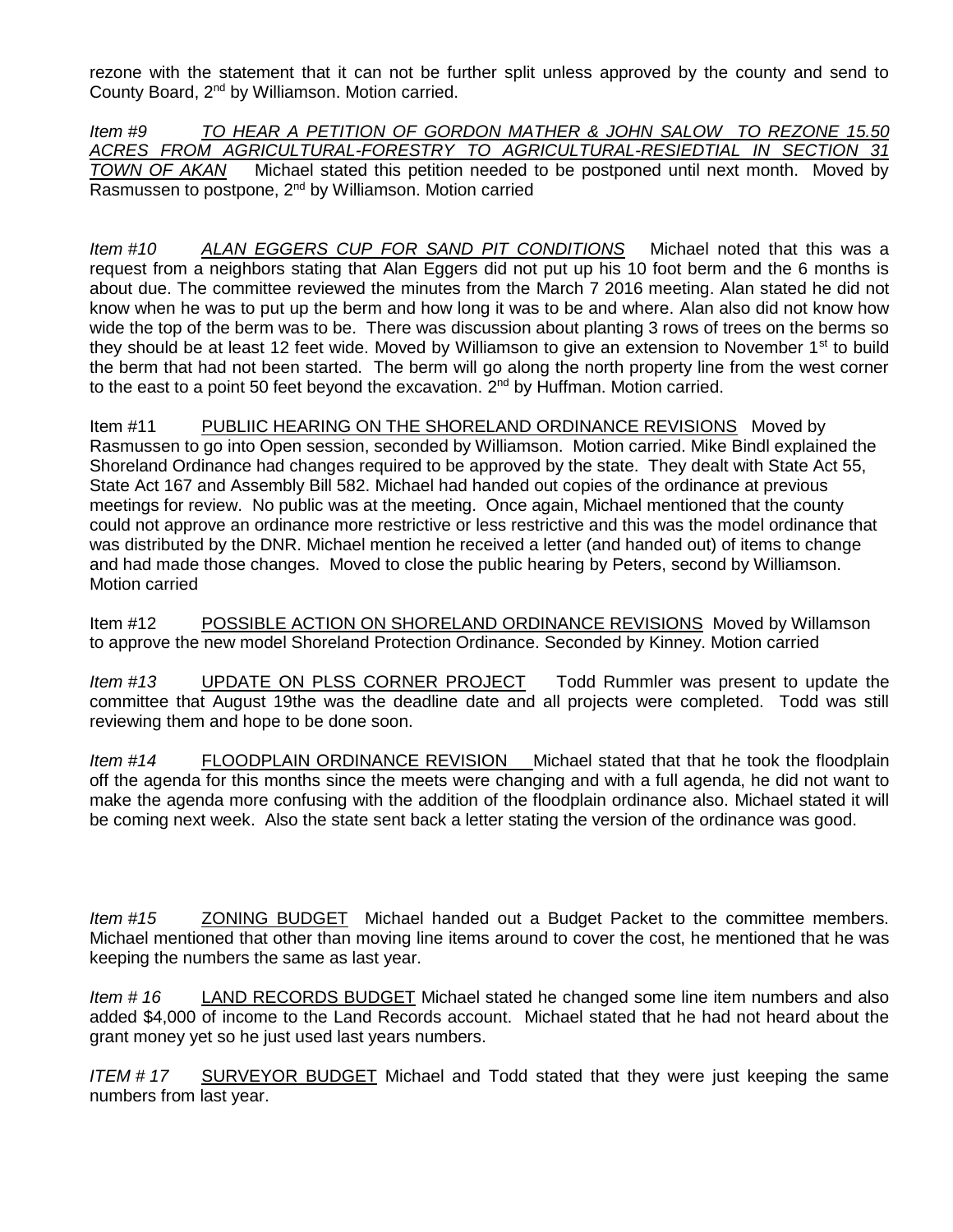rezone with the statement that it can not be further split unless approved by the county and send to County Board, 2nd by Williamson. Motion carried.

*Item #9* *TO HEAR A PETITION OF GORDON MATHER & JOHN SALOW TO REZONE 15.50 ACRES FROM AGRICULTURAL-FORESTRY TO AGRICULTURAL-RESIEDTIAL IN SECTION 31 TOWN OF AKAN* Michael stated this petition needed to be postponed until next month. Moved by Rasmussen to postpone, 2nd by Williamson. Motion carried

*Item #10* *ALAN EGGERS CUP FOR SAND PIT CONDITIONS* Michael noted that this was a request from a neighbors stating that Alan Eggers did not put up his 10 foot berm and the 6 months is about due. The committee reviewed the minutes from the March 7 2016 meeting. Alan stated he did not know when he was to put up the berm and how long it was to be and where. Alan also did not know how wide the top of the berm was to be. There was discussion about planting 3 rows of trees on the berms so they should be at least 12 feet wide. Moved by Williamson to give an extension to November 1st to build the berm that had not been started. The berm will go along the north property line from the west corner to the east to a point 50 feet beyond the excavation. 2nd by Huffman. Motion carried.

Item #11 PUBLIIC HEARING ON THE SHORELAND ORDINANCE REVISIONS Moved by Rasmussen to go into Open session, seconded by Williamson. Motion carried. Mike Bindl explained the Shoreland Ordinance had changes required to be approved by the state. They dealt with State Act 55, State Act 167 and Assembly Bill 582. Michael had handed out copies of the ordinance at previous meetings for review. No public was at the meeting. Once again, Michael mentioned that the county could not approve an ordinance more restrictive or less restrictive and this was the model ordinance that was distributed by the DNR. Michael mention he received a letter (and handed out) of items to change and had made those changes. Moved to close the public hearing by Peters, second by Williamson. Motion carried

Item #12 POSSIBLE ACTION ON SHORELAND ORDINANCE REVISIONS Moved by Willamson to approve the new model Shoreland Protection Ordinance. Seconded by Kinney. Motion carried

*Item #13* UPDATE ON PLSS CORNER PROJECT Todd Rummler was present to update the committee that August 19the was the deadline date and all projects were completed. Todd was still reviewing them and hope to be done soon.

*Item #14* FLOODPLAIN ORDINANCE REVISION Michael stated that that he took the floodplain off the agenda for this months since the meets were changing and with a full agenda, he did not want to make the agenda more confusing with the addition of the floodplain ordinance also. Michael stated it will be coming next week. Also the state sent back a letter stating the version of the ordinance was good.

*Item #15* ZONING BUDGET Michael handed out a Budget Packet to the committee members. Michael mentioned that other than moving line items around to cover the cost, he mentioned that he was keeping the numbers the same as last year.

*Item # 16* LAND RECORDS BUDGET Michael stated he changed some line item numbers and also added $4,000 of income to the Land Records account. Michael stated that he had not heard about the grant money yet so he just used last years numbers.

*ITEM # 17* SURVEYOR BUDGET Michael and Todd stated that they were just keeping the same numbers from last year.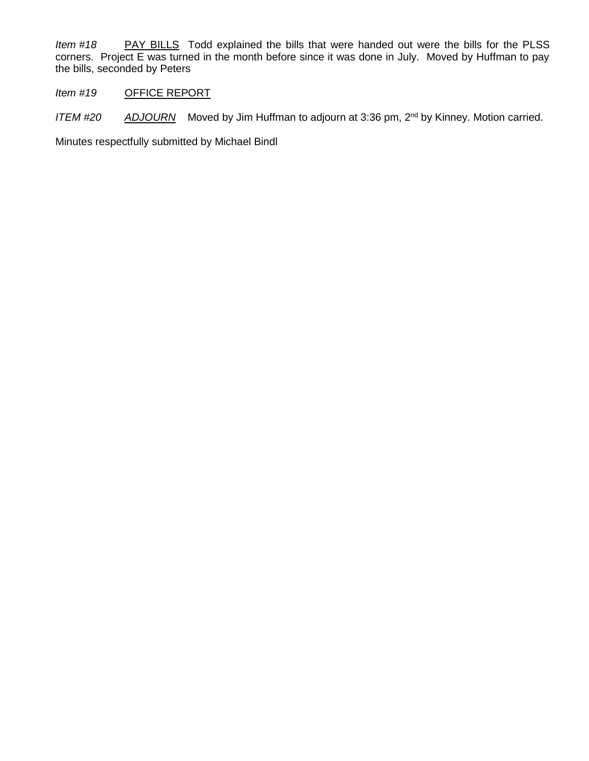*Item #18* PAY BILLS Todd explained the bills that were handed out were the bills for the PLSS corners. Project E was turned in the month before since it was done in July. Moved by Huffman to pay the bills, seconded by Peters

*Item #19* OFFICE REPORT

*ITEM #20* *ADJOURN* Moved by Jim Huffman to adjourn at 3:36 pm, 2nd by Kinney. Motion carried.

Minutes respectfully submitted by Michael Bindl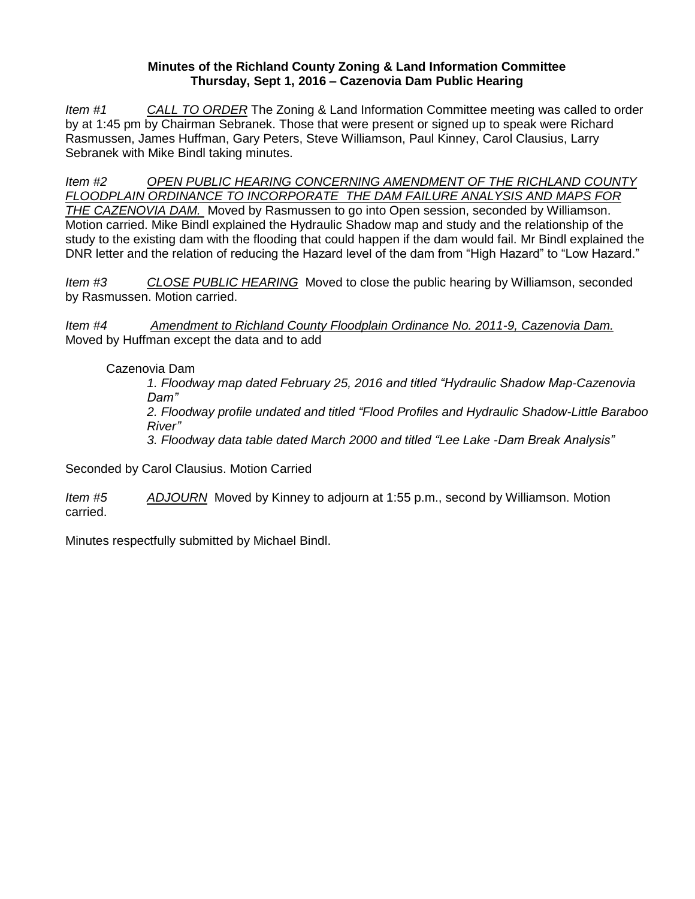**Minutes of the Richland County Zoning & Land Information Committee**
**Thursday, Sept 1, 2016 – Cazenovia Dam Public Hearing**

*Item #1* <u>*CALL TO ORDER*</u> The Zoning & Land Information Committee meeting was called to order by at 1:45 pm by Chairman Sebranek. Those that were present or signed up to speak were Richard Rasmussen, James Huffman, Gary Peters, Steve Williamson, Paul Kinney, Carol Clausius, Larry Sebranek with Mike Bindl taking minutes.

*Item #2* <u>*OPEN PUBLIC HEARING CONCERNING AMENDMENT OF THE RICHLAND COUNTY FLOODPLAIN ORDINANCE TO INCORPORATE THE DAM FAILURE ANALYSIS AND MAPS FOR THE CAZENOVIA DAM.*</u> Moved by Rasmussen to go into Open session, seconded by Williamson. Motion carried. Mike Bindl explained the Hydraulic Shadow map and study and the relationship of the study to the existing dam with the flooding that could happen if the dam would fail. Mr Bindl explained the DNR letter and the relation of reducing the Hazard level of the dam from "High Hazard" to "Low Hazard."

*Item #3* <u>*CLOSE PUBLIC HEARING*</u> Moved to close the public hearing by Williamson, seconded by Rasmussen. Motion carried.

*Item #4* <u>*Amendment to Richland County Floodplain Ordinance No. 2011-9, Cazenovia Dam.*</u> Moved by Huffman except the data and to add

Cazenovia Dam

*1. Floodway map dated February 25, 2016 and titled "Hydraulic Shadow Map-Cazenovia Dam"*

*2. Floodway profile undated and titled "Flood Profiles and Hydraulic Shadow-Little Baraboo River"*

*3. Floodway data table dated March 2000 and titled "Lee Lake -Dam Break Analysis"*

Seconded by Carol Clausius. Motion Carried

*Item #5* <u>*ADJOURN*</u> Moved by Kinney to adjourn at 1:55 p.m., second by Williamson. Motion carried.

Minutes respectfully submitted by Michael Bindl.